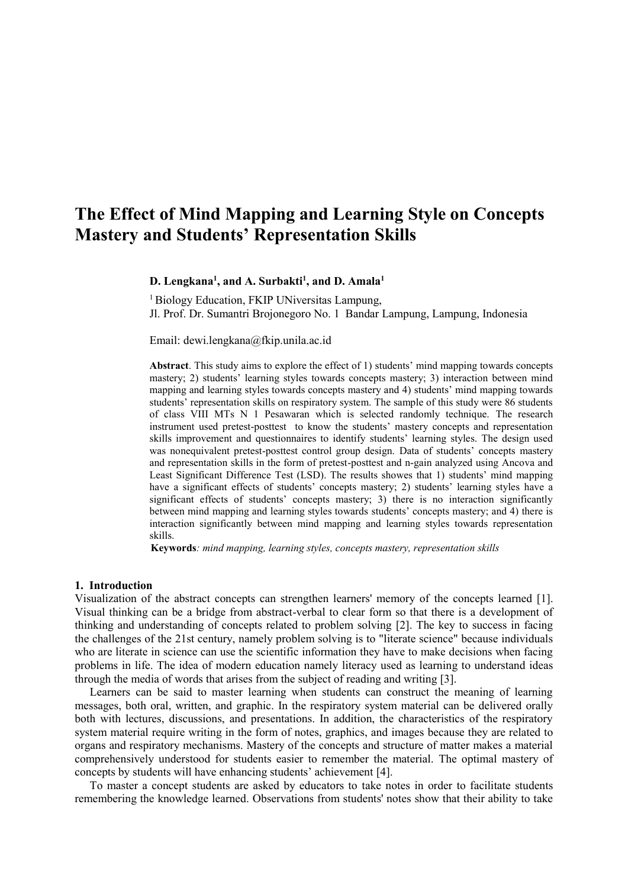# The Effect of Mind Mapping and Learning Style on Concepts Mastery and Students' Representation Skills

**D. Lengkana[1], and A. Surbakti[1], and D. Amala[1]**

[1] Biology Education, FKIP UNiversitas Lampung,
Jl. Prof. Dr. Sumantri Brojonegoro No. 1 Bandar Lampung, Lampung, Indonesia

Email: dewi.lengkana@fkip.unila.ac.id

**Abstract**. This study aims to explore the effect of 1) students' mind mapping towards concepts mastery; 2) students' learning styles towards concepts mastery; 3) interaction between mind mapping and learning styles towards concepts mastery and 4) students' mind mapping towards students' representation skills on respiratory system. The sample of this study were 86 students of class VIII MTs N 1 Pesawaran which is selected randomly technique. The research instrument used pretest-posttest to know the students' mastery concepts and representation skills improvement and questionnaires to identify students' learning styles. The design used was nonequivalent pretest-posttest control group design. Data of students' concepts mastery and representation skills in the form of pretest-posttest and n-gain analyzed using Ancova and Least Significant Difference Test (LSD). The results showes that 1) students' mind mapping have a significant effects of students' concepts mastery; 2) students' learning styles have a significant effects of students' concepts mastery; 3) there is no interaction significantly between mind mapping and learning styles towards students' concepts mastery; and 4) there is interaction significantly between mind mapping and learning styles towards representation skills.

**Keywords***: mind mapping, learning styles, concepts mastery, representation skills*

## 1. Introduction

Visualization of the abstract concepts can strengthen learners' memory of the concepts learned [1]. Visual thinking can be a bridge from abstract-verbal to clear form so that there is a development of thinking and understanding of concepts related to problem solving [2]. The key to success in facing the challenges of the 21st century, namely problem solving is to "literate science" because individuals who are literate in science can use the scientific information they have to make decisions when facing problems in life. The idea of modern education namely literacy used as learning to understand ideas through the media of words that arises from the subject of reading and writing [3].

Learners can be said to master learning when students can construct the meaning of learning messages, both oral, written, and graphic. In the respiratory system material can be delivered orally both with lectures, discussions, and presentations. In addition, the characteristics of the respiratory system material require writing in the form of notes, graphics, and images because they are related to organs and respiratory mechanisms. Mastery of the concepts and structure of matter makes a material comprehensively understood for students easier to remember the material. The optimal mastery of concepts by students will have enhancing students' achievement [4].

To master a concept students are asked by educators to take notes in order to facilitate students remembering the knowledge learned. Observations from students' notes show that their ability to take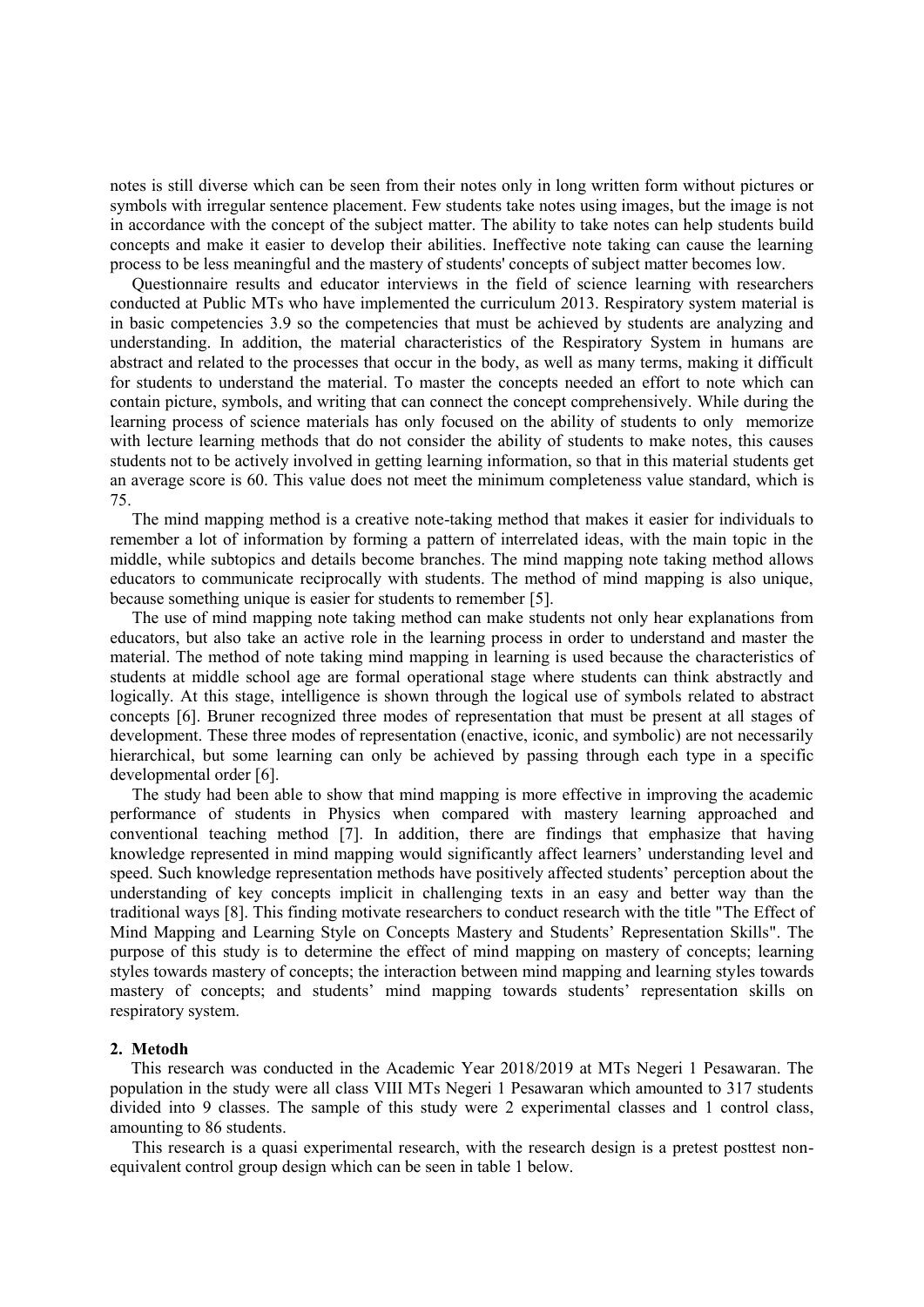notes is still diverse which can be seen from their notes only in long written form without pictures or symbols with irregular sentence placement. Few students take notes using images, but the image is not in accordance with the concept of the subject matter. The ability to take notes can help students build concepts and make it easier to develop their abilities. Ineffective note taking can cause the learning process to be less meaningful and the mastery of students' concepts of subject matter becomes low.

Questionnaire results and educator interviews in the field of science learning with researchers conducted at Public MTs who have implemented the curriculum 2013. Respiratory system material is in basic competencies 3.9 so the competencies that must be achieved by students are analyzing and understanding. In addition, the material characteristics of the Respiratory System in humans are abstract and related to the processes that occur in the body, as well as many terms, making it difficult for students to understand the material. To master the concepts needed an effort to note which can contain picture, symbols, and writing that can connect the concept comprehensively. While during the learning process of science materials has only focused on the ability of students to only memorize with lecture learning methods that do not consider the ability of students to make notes, this causes students not to be actively involved in getting learning information, so that in this material students get an average score is 60. This value does not meet the minimum completeness value standard, which is 75.

The mind mapping method is a creative note-taking method that makes it easier for individuals to remember a lot of information by forming a pattern of interrelated ideas, with the main topic in the middle, while subtopics and details become branches. The mind mapping note taking method allows educators to communicate reciprocally with students. The method of mind mapping is also unique, because something unique is easier for students to remember [5].

The use of mind mapping note taking method can make students not only hear explanations from educators, but also take an active role in the learning process in order to understand and master the material. The method of note taking mind mapping in learning is used because the characteristics of students at middle school age are formal operational stage where students can think abstractly and logically. At this stage, intelligence is shown through the logical use of symbols related to abstract concepts [6]. Bruner recognized three modes of representation that must be present at all stages of development. These three modes of representation (enactive, iconic, and symbolic) are not necessarily hierarchical, but some learning can only be achieved by passing through each type in a specific developmental order [6].

The study had been able to show that mind mapping is more effective in improving the academic performance of students in Physics when compared with mastery learning approached and conventional teaching method [7]. In addition, there are findings that emphasize that having knowledge represented in mind mapping would significantly affect learners' understanding level and speed. Such knowledge representation methods have positively affected students' perception about the understanding of key concepts implicit in challenging texts in an easy and better way than the traditional ways [8]. This finding motivate researchers to conduct research with the title "The Effect of Mind Mapping and Learning Style on Concepts Mastery and Students' Representation Skills". The purpose of this study is to determine the effect of mind mapping on mastery of concepts; learning styles towards mastery of concepts; the interaction between mind mapping and learning styles towards mastery of concepts; and students' mind mapping towards students' representation skills on respiratory system.

## 2. Metodh

This research was conducted in the Academic Year 2018/2019 at MTs Negeri 1 Pesawaran. The population in the study were all class VIII MTs Negeri 1 Pesawaran which amounted to 317 students divided into 9 classes. The sample of this study were 2 experimental classes and 1 control class, amounting to 86 students.

This research is a quasi experimental research, with the research design is a pretest posttest non-equivalent control group design which can be seen in table 1 below.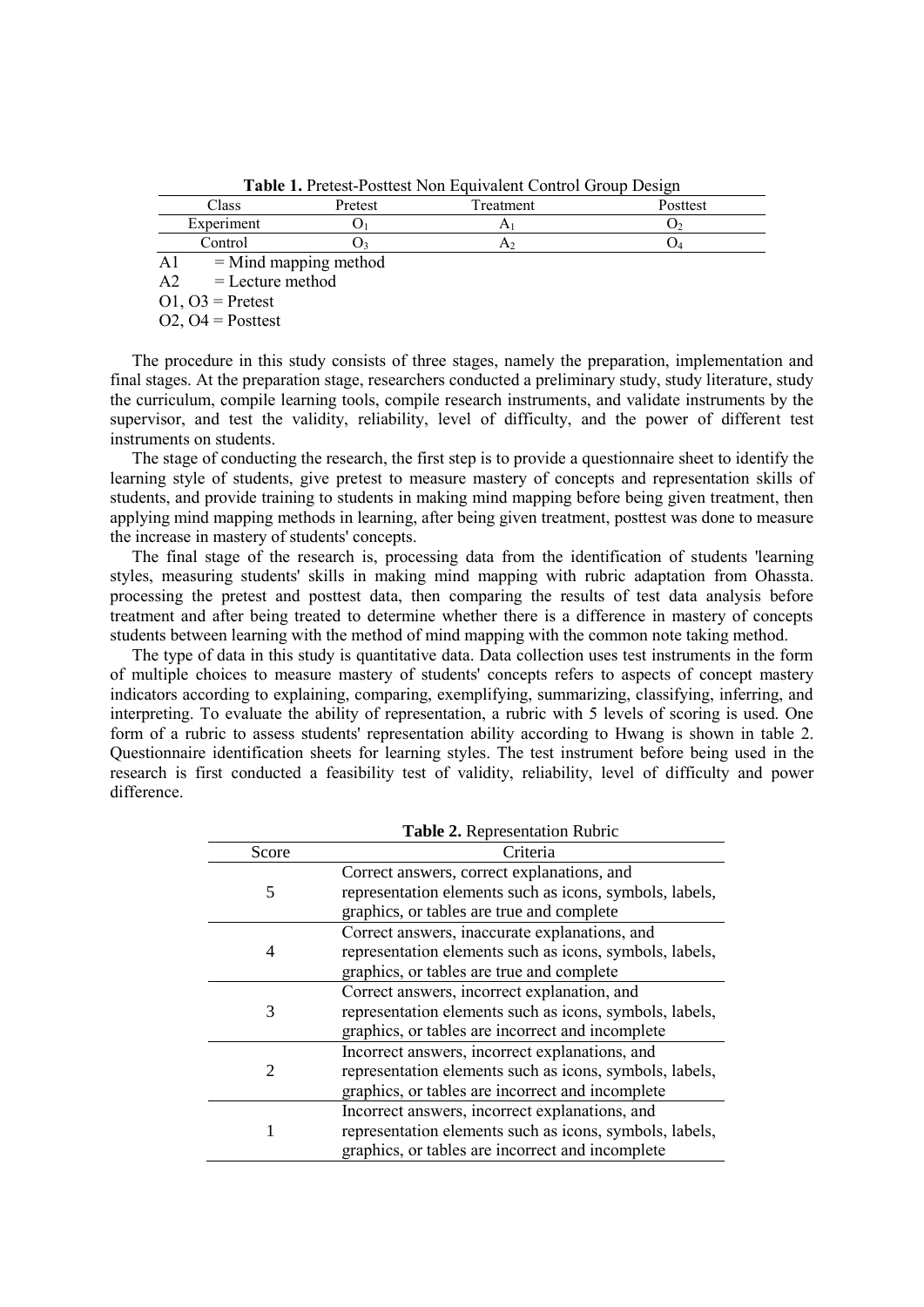**Table 1.** Pretest-Posttest Non Equivalent Control Group Design

| Class | Pretest | Treatment | Posttest |
|---|---|---|---|
| Experiment | $O_1$ | $A_1$ | $O_2$ |
| Control | $O_3$ | $A_2$ | $O_4$ |

A1 = Mind mapping method

A2 = Lecture method

O1, O3 = Pretest

O2, O4 = Posttest

The procedure in this study consists of three stages, namely the preparation, implementation and final stages. At the preparation stage, researchers conducted a preliminary study, study literature, study the curriculum, compile learning tools, compile research instruments, and validate instruments by the supervisor, and test the validity, reliability, level of difficulty, and the power of different test instruments on students.

The stage of conducting the research, the first step is to provide a questionnaire sheet to identify the learning style of students, give pretest to measure mastery of concepts and representation skills of students, and provide training to students in making mind mapping before being given treatment, then applying mind mapping methods in learning, after being given treatment, posttest was done to measure the increase in mastery of students' concepts.

The final stage of the research is, processing data from the identification of students 'learning styles, measuring students' skills in making mind mapping with rubric adaptation from Ohassta. processing the pretest and posttest data, then comparing the results of test data analysis before treatment and after being treated to determine whether there is a difference in mastery of concepts students between learning with the method of mind mapping with the common note taking method.

The type of data in this study is quantitative data. Data collection uses test instruments in the form of multiple choices to measure mastery of students' concepts refers to aspects of concept mastery indicators according to explaining, comparing, exemplifying, summarizing, classifying, inferring, and interpreting. To evaluate the ability of representation, a rubric with 5 levels of scoring is used. One form of a rubric to assess students' representation ability according to Hwang is shown in table 2. Questionnaire identification sheets for learning styles. The test instrument before being used in the research is first conducted a feasibility test of validity, reliability, level of difficulty and power difference.

**Table 2.** Representation Rubric

| Score | Criteria |
|---|---|
| 5 | Correct answers, correct explanations, and representation elements such as icons, symbols, labels, graphics, or tables are true and complete |
| 4 | Correct answers, inaccurate explanations, and representation elements such as icons, symbols, labels, graphics, or tables are true and complete |
| 3 | Correct answers, incorrect explanation, and representation elements such as icons, symbols, labels, graphics, or tables are incorrect and incomplete |
| 2 | Incorrect answers, incorrect explanations, and representation elements such as icons, symbols, labels, graphics, or tables are incorrect and incomplete |
| 1 | Incorrect answers, incorrect explanations, and representation elements such as icons, symbols, labels, graphics, or tables are incorrect and incomplete |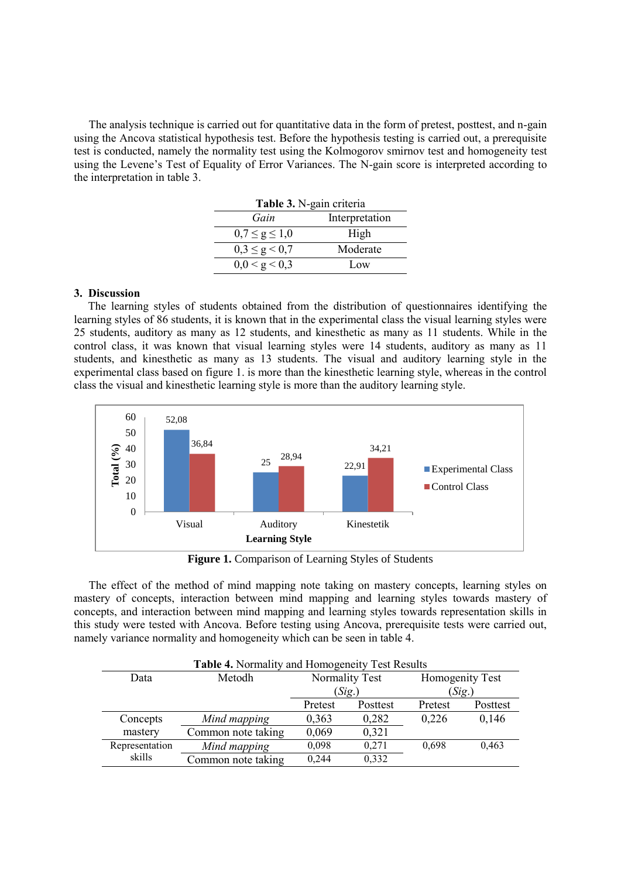The analysis technique is carried out for quantitative data in the form of pretest, posttest, and n-gain using the Ancova statistical hypothesis test. Before the hypothesis testing is carried out, a prerequisite test is conducted, namely the normality test using the Kolmogorov smirnov test and homogeneity test using the Levene's Test of Equality of Error Variances. The N-gain score is interpreted according to the interpretation in table 3.

**Table 3.** N-gain criteria

| *Gain* | Interpretation |
|---|---|
| $0,7 \leq g \leq 1,0$ | High |
| $0,3 \leq g < 0,7$ | Moderate |
| $0,0 < g < 0,3$ | Low |

## 3. Discussion

The learning styles of students obtained from the distribution of questionnaires identifying the learning styles of 86 students, it is known that in the experimental class the visual learning styles were 25 students, auditory as many as 12 students, and kinesthetic as many as 11 students. While in the control class, it was known that visual learning styles were 14 students, auditory as many as 11 students, and kinesthetic as many as 13 students. The visual and auditory learning style in the experimental class based on figure 1. is more than the kinesthetic learning style, whereas in the control class the visual and kinesthetic learning style is more than the auditory learning style.

**Figure 1.** Comparison of Learning Styles of Students

The effect of the method of mind mapping note taking on mastery concepts, learning styles on mastery of concepts, interaction between mind mapping and learning styles towards mastery of concepts, and interaction between mind mapping and learning styles towards representation skills in this study were tested with Ancova. Before testing using Ancova, prerequisite tests were carried out, namely variance normality and homogeneity which can be seen in table 4.

**Table 4.** Normality and Homogeneity Test Results

| Data | Metodh | Normality Test (*Sig.*) | | Homogenity Test (*Sig.*) | |
|---|---|---|---|---|---|
| | | Pretest | Posttest | Pretest | Posttest |
| Concepts mastery | *Mind mapping* | 0,363 | 0,282 | 0,226 | 0,146 |
| | Common note taking | 0,069 | 0,321 | | |
| Representation skills | *Mind mapping* | 0,098 | 0,271 | 0,698 | 0,463 |
| | Common note taking | 0,244 | 0,332 | | |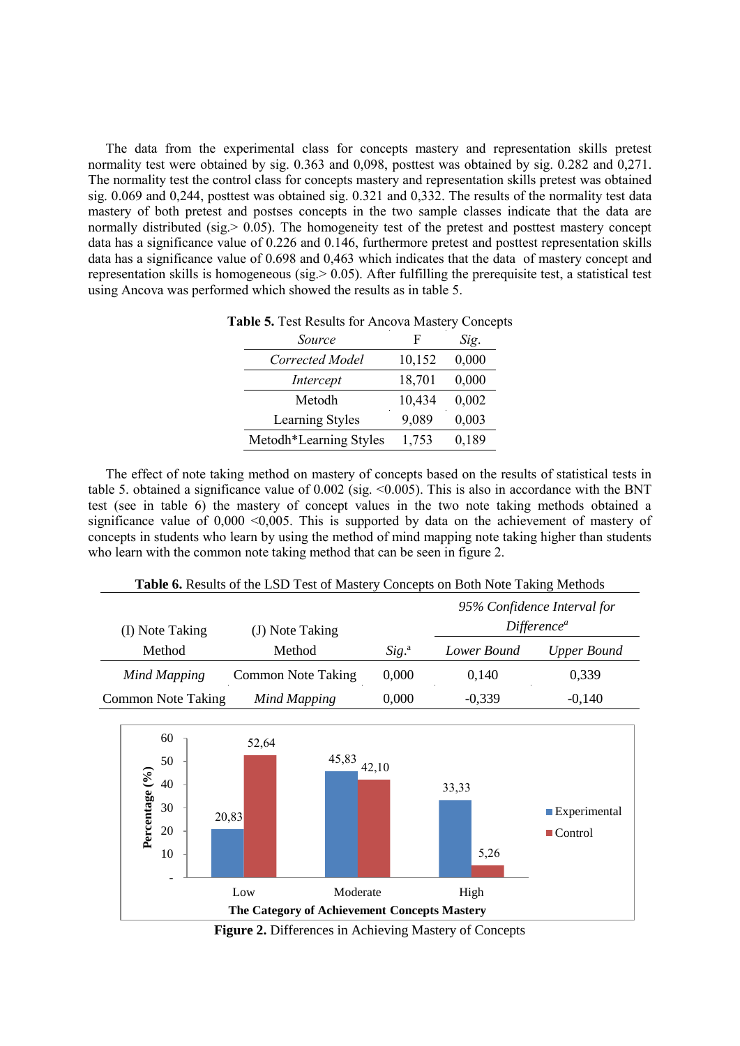The data from the experimental class for concepts mastery and representation skills pretest normality test were obtained by sig. 0.363 and 0,098, posttest was obtained by sig. 0.282 and 0,271. The normality test the control class for concepts mastery and representation skills pretest was obtained sig. 0.069 and 0,244, posttest was obtained sig. 0.321 and 0,332. The results of the normality test data mastery of both pretest and postses concepts in the two sample classes indicate that the data are normally distributed (sig.> 0.05). The homogeneity test of the pretest and posttest mastery concept data has a significance value of 0.226 and 0.146, furthermore pretest and posttest representation skills data has a significance value of 0.698 and 0,463 which indicates that the data of mastery concept and representation skills is homogeneous (sig.> 0.05). After fulfilling the prerequisite test, a statistical test using Ancova was performed which showed the results as in table 5.

**Table 5.** Test Results for Ancova Mastery Concepts

| *Source* | F | *Sig.* |
|---|---|---|
| *Corrected Model* | 10,152 | 0,000 |
| *Intercept* | 18,701 | 0,000 |
| Metodh | 10,434 | 0,002 |
| Learning Styles | 9,089 | 0,003 |
| Metodh*Learning Styles | 1,753 | 0,189 |

The effect of note taking method on mastery of concepts based on the results of statistical tests in table 5. obtained a significance value of 0.002 (sig. <0.005). This is also in accordance with the BNT test (see in table 6) the mastery of concept values in the two note taking methods obtained a significance value of 0,000 <0,005. This is supported by data on the achievement of mastery of concepts in students who learn by using the method of mind mapping note taking higher than students who learn with the common note taking method that can be seen in figure 2.

**Table 6.** Results of the LSD Test of Mastery Concepts on Both Note Taking Methods

| (I) Note Taking Method | (J) Note Taking Method | *Sig.*[a] | *95% Confidence Interval for Difference*[a] | |
|---|---|---|---|---|
| | | | *Lower Bound* | *Upper Bound* |
| *Mind Mapping* | Common Note Taking | 0,000 | 0,140 | 0,339 |
| Common Note Taking | *Mind Mapping* | 0,000 | -0,339 | -0,140 |

| The Category of Achievement Concepts Mastery | Experimental (%) | Control (%) |
|---|---|---|
| Low | 20,83 | 52,64 |
| Moderate | 45,83 | 42,10 |
| High | 33,33 | 5,26 |

**Figure 2.** Differences in Achieving Mastery of Concepts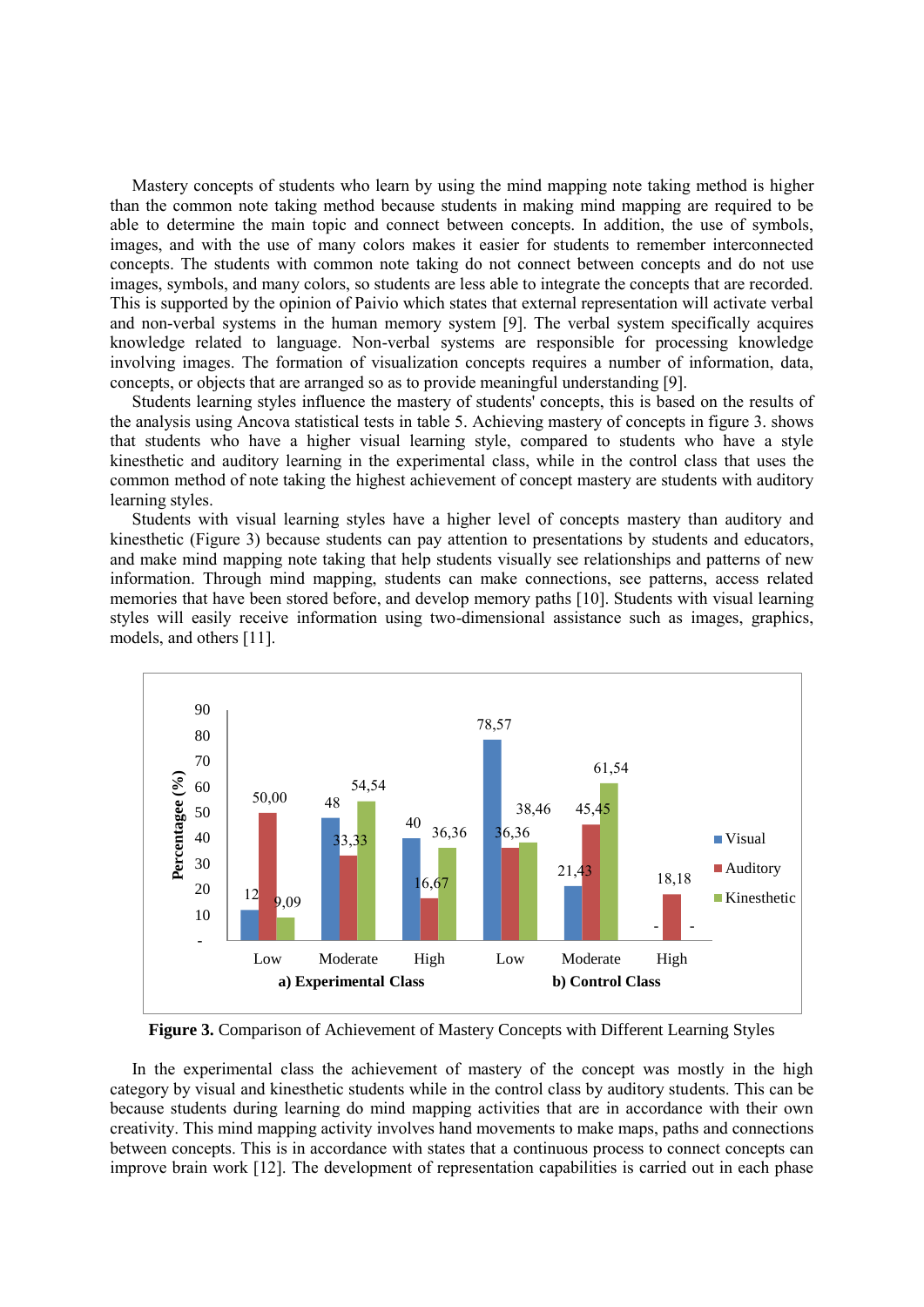Mastery concepts of students who learn by using the mind mapping note taking method is higher than the common note taking method because students in making mind mapping are required to be able to determine the main topic and connect between concepts. In addition, the use of symbols, images, and with the use of many colors makes it easier for students to remember interconnected concepts. The students with common note taking do not connect between concepts and do not use images, symbols, and many colors, so students are less able to integrate the concepts that are recorded. This is supported by the opinion of Paivio which states that external representation will activate verbal and non-verbal systems in the human memory system [9]. The verbal system specifically acquires knowledge related to language. Non-verbal systems are responsible for processing knowledge involving images. The formation of visualization concepts requires a number of information, data, concepts, or objects that are arranged so as to provide meaningful understanding [9].

Students learning styles influence the mastery of students' concepts, this is based on the results of the analysis using Ancova statistical tests in table 5. Achieving mastery of concepts in figure 3. shows that students who have a higher visual learning style, compared to students who have a style kinesthetic and auditory learning in the experimental class, while in the control class that uses the common method of note taking the highest achievement of concept mastery are students with auditory learning styles.

Students with visual learning styles have a higher level of concepts mastery than auditory and kinesthetic (Figure 3) because students can pay attention to presentations by students and educators, and make mind mapping note taking that help students visually see relationships and patterns of new information. Through mind mapping, students can make connections, see patterns, access related memories that have been stored before, and develop memory paths [10]. Students with visual learning styles will easily receive information using two-dimensional assistance such as images, graphics, models, and others [11].

**Figure 3.** Comparison of Achievement of Mastery Concepts with Different Learning Styles

In the experimental class the achievement of mastery of the concept was mostly in the high category by visual and kinesthetic students while in the control class by auditory students. This can be because students during learning do mind mapping activities that are in accordance with their own creativity. This mind mapping activity involves hand movements to make maps, paths and connections between concepts. This is in accordance with states that a continuous process to connect concepts can improve brain work [12]. The development of representation capabilities is carried out in each phase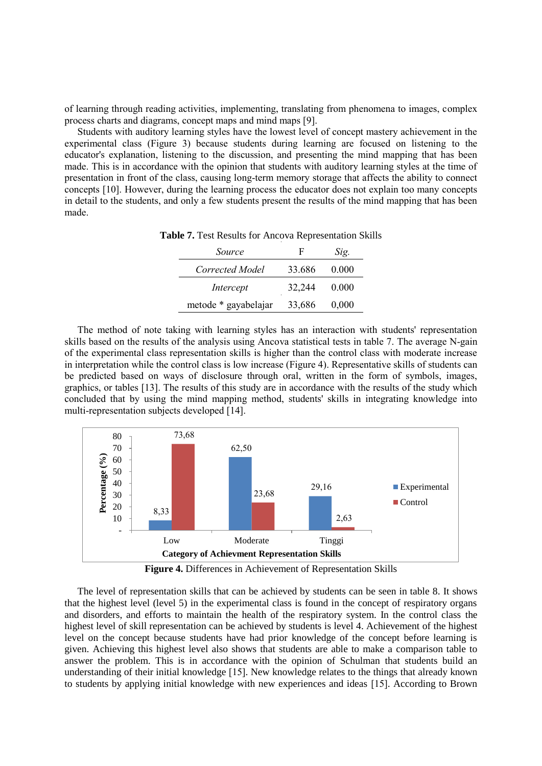of learning through reading activities, implementing, translating from phenomena to images, complex process charts and diagrams, concept maps and mind maps [9].

Students with auditory learning styles have the lowest level of concept mastery achievement in the experimental class (Figure 3) because students during learning are focused on listening to the educator's explanation, listening to the discussion, and presenting the mind mapping that has been made. This is in accordance with the opinion that students with auditory learning styles at the time of presentation in front of the class, causing long-term memory storage that affects the ability to connect concepts [10]. However, during the learning process the educator does not explain too many concepts in detail to the students, and only a few students present the results of the mind mapping that has been made.

**Table 7.** Test Results for Ancova Representation Skills

| *Source* | F | *Sig.* |
|---|---|---|
| *Corrected Model* | 33.686 | 0.000 |
| *Intercept* | 32,244 | 0.000 |
| metode * gayabelajar | 33,686 | 0,000 |

The method of note taking with learning styles has an interaction with students' representation skills based on the results of the analysis using Ancova statistical tests in table 7. The average N-gain of the experimental class representation skills is higher than the control class with moderate increase in interpretation while the control class is low increase (Figure 4). Representative skills of students can be predicted based on ways of disclosure through oral, written in the concept of symbols, images, graphics, or tables [13]. The results of this study are in accordance with the results of the study which concluded that by using the mind mapping method, students' skills in integrating knowledge into multi-representation subjects developed [14].

| Category of Achievment Representation Skills | Experimental (%) | Control (%) |
|---|---|---|
| Low | 8,33 | 73,68 |
| Moderate | 62,50 | 23,68 |
| Tinggi | 29,16 | 2,63 |

**Figure 4.** Differences in Achievement of Representation Skills

The level of representation skills that can be achieved by students can be seen in table 8. It shows that the highest level (level 5) in the experimental class is found in the concept of respiratory organs and disorders, and efforts to maintain the health of the respiratory system. In the control class the highest level of skill representation can be achieved by students is level 4. Achievement of the highest level on the concept because students have had prior knowledge of the concept before learning is given. Achieving this highest level also shows that students are able to make a comparison table to answer the problem. This is in accordance with the opinion of Schulman that students build an understanding of their initial knowledge [15]. New knowledge relates to the things that already known to students by applying initial knowledge with new experiences and ideas [15]. According to Brown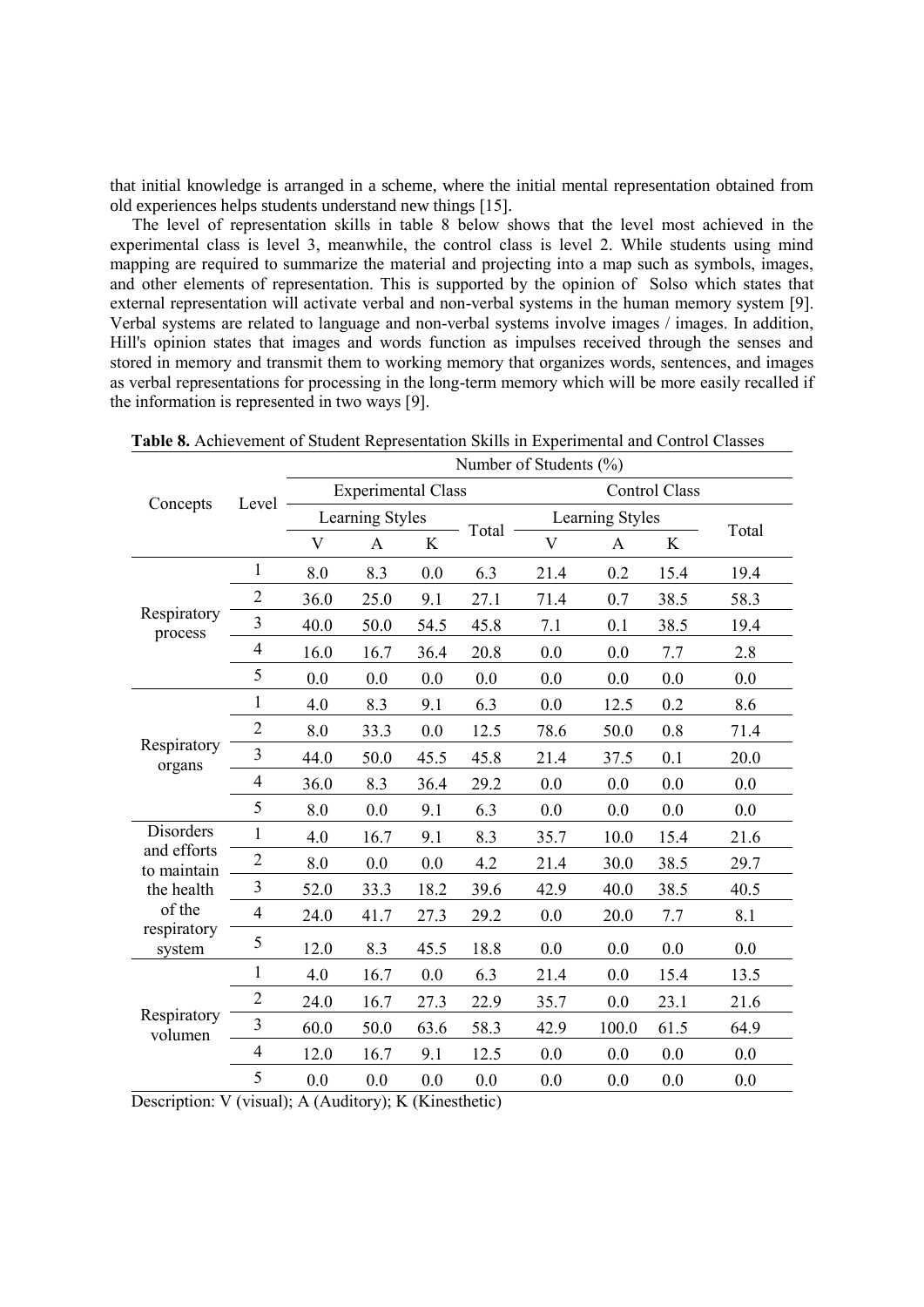that initial knowledge is arranged in a scheme, where the initial mental representation obtained from old experiences helps students understand new things [15].

The level of representation skills in table 8 below shows that the level most achieved in the experimental class is level 3, meanwhile, the control class is level 2. While students using mind mapping are required to summarize the material and projecting into a map such as symbols, images, and other elements of representation. This is supported by the opinion of Solso which states that external representation will activate verbal and non-verbal systems in the human memory system [9]. Verbal systems are related to language and non-verbal systems involve images / images. In addition, Hill's opinion states that images and words function as impulses received through the senses and stored in memory and transmit them to working memory that organizes words, sentences, and images as verbal representations for processing in the long-term memory which will be more easily recalled if the information is represented in two ways [9].

**Table 8.** Achievement of Student Representation Skills in Experimental and Control Classes

| Concepts | Level | Number of Students (%) | | | | | | | |
|---|---|---|---|---|---|---|---|---|---|
| | | Experimental Class | | | | Control Class | | | |
| | | Learning Styles | | | Total | Learning Styles | | | Total |
| | | V | A | K | | V | A | K | |
| Respiratory process | 1 | 8.0 | 8.3 | 0.0 | 6.3 | 21.4 | 0.2 | 15.4 | 19.4 |
| | 2 | 36.0 | 25.0 | 9.1 | 27.1 | 71.4 | 0.7 | 38.5 | 58.3 |
| | 3 | 40.0 | 50.0 | 54.5 | 45.8 | 7.1 | 0.1 | 38.5 | 19.4 |
| | 4 | 16.0 | 16.7 | 36.4 | 20.8 | 0.0 | 0.0 | 7.7 | 2.8 |
| | 5 | 0.0 | 0.0 | 0.0 | 0.0 | 0.0 | 0.0 | 0.0 | 0.0 |
| Respiratory organs | 1 | 4.0 | 8.3 | 9.1 | 6.3 | 0.0 | 12.5 | 0.2 | 8.6 |
| | 2 | 8.0 | 33.3 | 0.0 | 12.5 | 78.6 | 50.0 | 0.8 | 71.4 |
| | 3 | 44.0 | 50.0 | 45.5 | 45.8 | 21.4 | 37.5 | 0.1 | 20.0 |
| | 4 | 36.0 | 8.3 | 36.4 | 29.2 | 0.0 | 0.0 | 0.0 | 0.0 |
| | 5 | 8.0 | 0.0 | 9.1 | 6.3 | 0.0 | 0.0 | 0.0 | 0.0 |
| Disorders and efforts to maintain the health of the respiratory system | 1 | 4.0 | 16.7 | 9.1 | 8.3 | 35.7 | 10.0 | 15.4 | 21.6 |
| | 2 | 8.0 | 0.0 | 0.0 | 4.2 | 21.4 | 30.0 | 38.5 | 29.7 |
| | 3 | 52.0 | 33.3 | 18.2 | 39.6 | 42.9 | 40.0 | 38.5 | 40.5 |
| | 4 | 24.0 | 41.7 | 27.3 | 29.2 | 0.0 | 20.0 | 7.7 | 8.1 |
| | 5 | 12.0 | 8.3 | 45.5 | 18.8 | 0.0 | 0.0 | 0.0 | 0.0 |
| Respiratory volumen | 1 | 4.0 | 16.7 | 0.0 | 6.3 | 21.4 | 0.0 | 15.4 | 13.5 |
| | 2 | 24.0 | 16.7 | 27.3 | 22.9 | 35.7 | 0.0 | 23.1 | 21.6 |
| | 3 | 60.0 | 50.0 | 63.6 | 58.3 | 42.9 | 100.0 | 61.5 | 64.9 |
| | 4 | 12.0 | 16.7 | 9.1 | 12.5 | 0.0 | 0.0 | 0.0 | 0.0 |
| | 5 | 0.0 | 0.0 | 0.0 | 0.0 | 0.0 | 0.0 | 0.0 | 0.0 |

Description: V (visual); A (Auditory); K (Kinesthetic)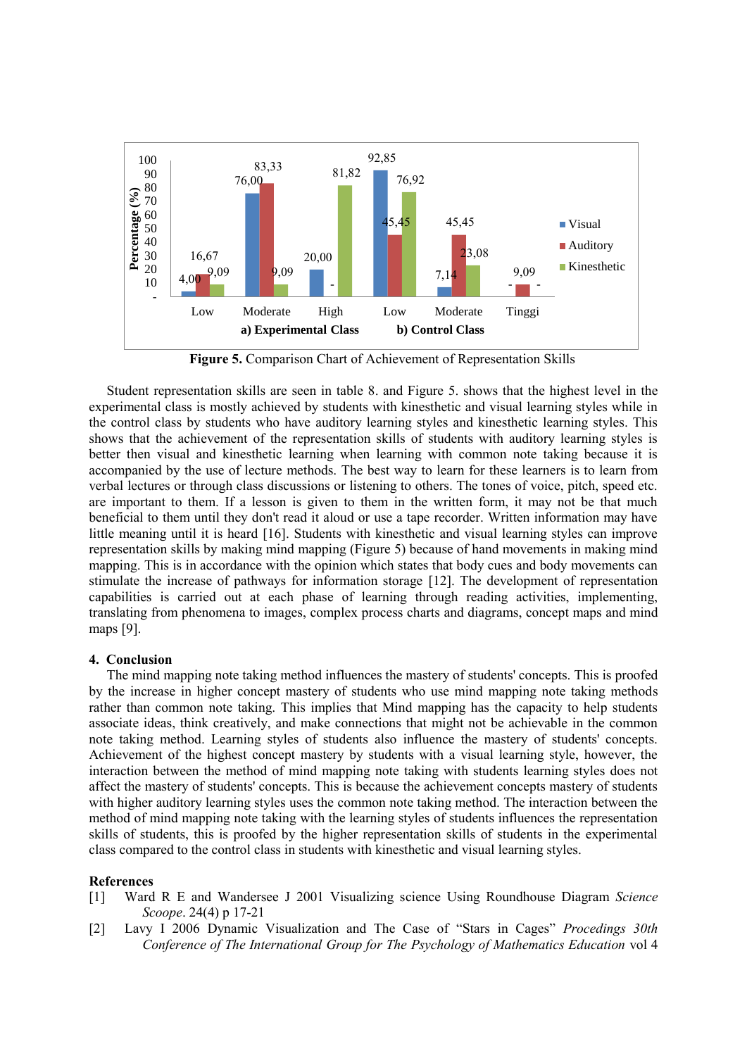**Figure 5.** Comparison Chart of Achievement of Representation Skills

Student representation skills are seen in table 8. and Figure 5. shows that the highest level in the experimental class is mostly achieved by students with kinesthetic and visual learning styles while in the control class by students who have auditory learning styles and kinesthetic learning styles. This shows that the achievement of the representation skills of students with auditory learning styles is better then visual and kinesthetic learning when learning with common note taking because it is accompanied by the use of lecture methods. The best way to learn for these learners is to learn from verbal lectures or through class discussions or listening to others. The tones of voice, pitch, speed etc. are important to them. If a lesson is given to them in the written form, it may not be that much beneficial to them until they don't read it aloud or use a tape recorder. Written information may have little meaning until it is heard [16]. Students with kinesthetic and visual learning styles can improve representation skills by making mind mapping (Figure 5) because of hand movements in making mind mapping. This is in accordance with the opinion which states that body cues and body movements can stimulate the increase of pathways for information storage [12]. The development of representation capabilities is carried out at each phase of learning through reading activities, implementing, translating from phenomena to images, complex process charts and diagrams, concept maps and mind maps [9].

## 4. Conclusion

The mind mapping note taking method influences the mastery of students' concepts. This is proofed by the increase in higher concept mastery of students who use mind mapping note taking methods rather than common note taking. This implies that Mind mapping has the capacity to help students associate ideas, think creatively, and make connections that might not be achievable in the common note taking method. Learning styles of students also influence the mastery of students' concepts. Achievement of the highest concept mastery by students with a visual learning style, however, the interaction between the method of mind mapping note taking with students learning styles does not affect the mastery of students' concepts. This is because the achievement concepts mastery of students with higher auditory learning styles uses the common note taking method. The interaction between the method of mind mapping note taking with the learning styles of students influences the representation skills of students, this is proofed by the higher representation skills of students in the experimental class compared to the control class in students with kinesthetic and visual learning styles.

## References

[1] Ward R E and Wandersee J 2001 Visualizing science Using Roundhouse Diagram *Science Scoope*. 24(4) p 17-21

[2] Lavy I 2006 Dynamic Visualization and The Case of "Stars in Cages" *Procedings 30th Conference of The International Group for The Psychology of Mathematics Education* vol 4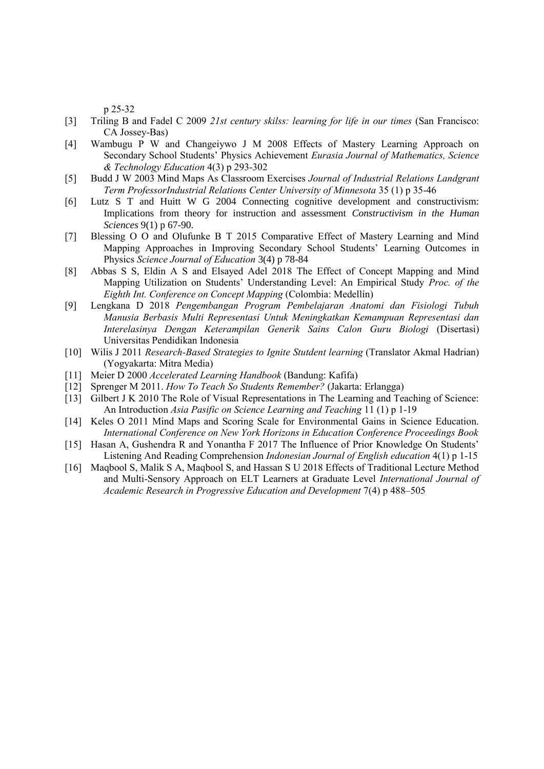p 25-32

[3] Triling B and Fadel C 2009 *21st century skilss: learning for life in our times* (San Francisco: CA Jossey-Bas)

[4] Wambugu P W and Changeiywo J M 2008 Effects of Mastery Learning Approach on Secondary School Students' Physics Achievement *Eurasia Journal of Mathematics, Science & Technology Education* 4(3) p 293-302

[5] Budd J W 2003 Mind Maps As Classroom Exercises *Journal of Industrial Relations Landgrant Term ProfessorIndustrial Relations Center University of Minnesota* 35 (1) p 35-46

[6] Lutz S T and Huitt W G 2004 Connecting cognitive development and constructivism: Implications from theory for instruction and assessment *Constructivism in the Human Sciences* 9(1) p 67-90.

[7] Blessing O O and Olufunke B T 2015 Comparative Effect of Mastery Learning and Mind Mapping Approaches in Improving Secondary School Students' Learning Outcomes in Physics *Science Journal of Education* 3(4) p 78-84

[8] Abbas S S, Eldin A S and Elsayed Adel 2018 The Effect of Concept Mapping and Mind Mapping Utilization on Students' Understanding Level: An Empirical Study *Proc. of the Eighth Int. Conference on Concept Mapping* (Colombia: Medellín)

[9] Lengkana D 2018 *Pengembangan Program Pembelajaran Anatomi dan Fisiologi Tubuh Manusia Berbasis Multi Representasi Untuk Meningkatkan Kemampuan Representasi dan Interelasinya Dengan Keterampilan Generik Sains Calon Guru Biologi* (Disertasi) Universitas Pendidikan Indonesia

[10] Wilis J 2011 *Research-Based Strategies to Ignite Stutdent learning* (Translator Akmal Hadrian) (Yogyakarta: Mitra Media)

[11] Meier D 2000 *Accelerated Learning Handbook* (Bandung: Kafifa)

[12] Sprenger M 2011. *How To Teach So Students Remember?* (Jakarta: Erlangga)

[13] Gilbert J K 2010 The Role of Visual Representations in The Learning and Teaching of Science: An Introduction *Asia Pasific on Science Learning and Teaching* 11 (1) p 1-19

[14] Keles O 2011 Mind Maps and Scoring Scale for Environmental Gains in Science Education. *International Conference on New York Horizons in Education Conference Proceedings Book*

[15] Hasan A, Gushendra R and Yonantha F 2017 The Influence of Prior Knowledge On Students' Listening And Reading Comprehension *Indonesian Journal of English education* 4(1) p 1-15

[16] Maqbool S, Malik S A, Maqbool S, and Hassan S U 2018 Effects of Traditional Lecture Method and Multi-Sensory Approach on ELT Learners at Graduate Level *International Journal of Academic Research in Progressive Education and Development* 7(4) p 488–505